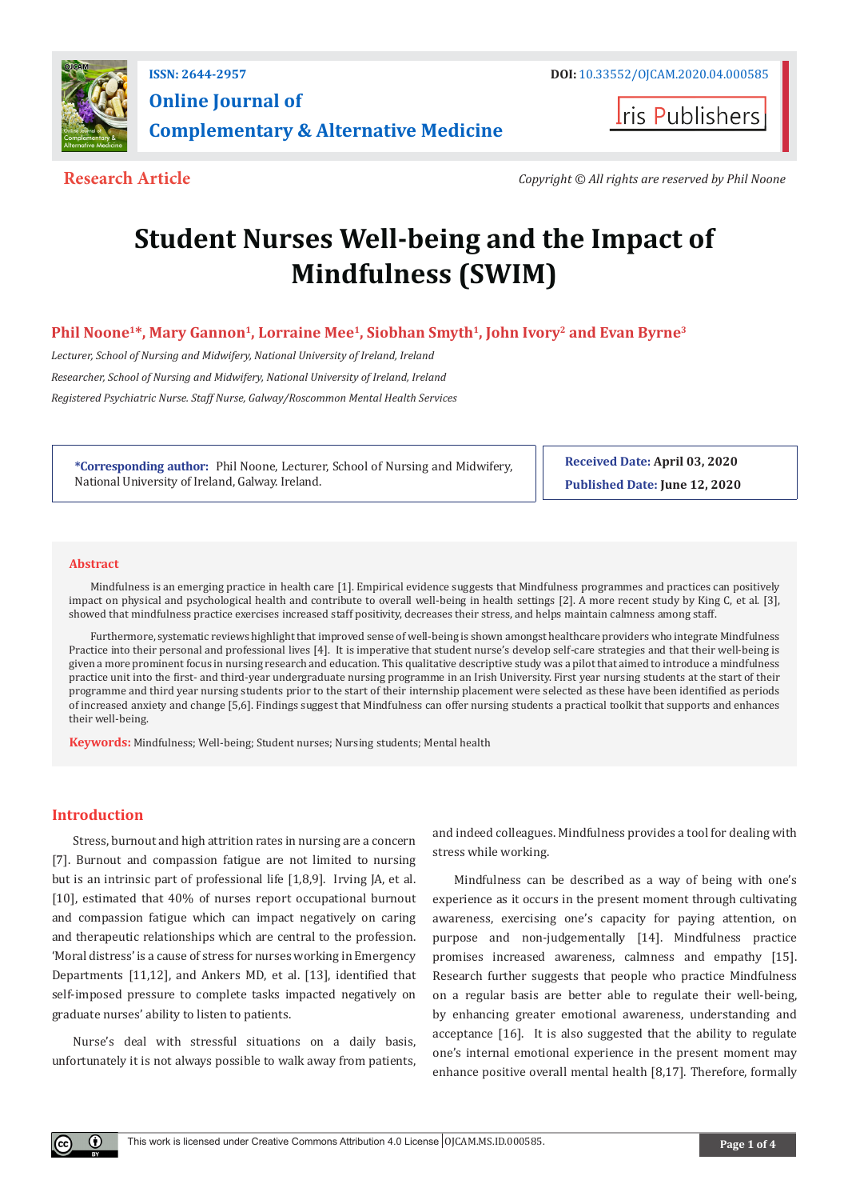ISSN: 2644-2957

DOI: 10.33552/OJCAM.2020.04.000585

**Online Journal of Complementary & Alternative Medicine**

Iris Publishers

**Research Article**

*Copyright © All rights are reserved by Phil Noone*

# Student Nurses Well-being and the Impact of Mindfulness (SWIM)

**Phil Noone[1]*, Mary Gannon[1], Lorraine Mee[1], Siobhan Smyth[1], John Ivory[2] and Evan Byrne[3]**

*Lecturer, School of Nursing and Midwifery, National University of Ireland, Ireland*

*Researcher, School of Nursing and Midwifery, National University of Ireland, Ireland*

*Registered Psychiatric Nurse. Staff Nurse, Galway/Roscommon Mental Health Services*

**\*Corresponding author:** Phil Noone, Lecturer, School of Nursing and Midwifery, National University of Ireland, Galway. Ireland.

**Received Date:** April 03, 2020

**Published Date:** June 12, 2020

## Abstract

Mindfulness is an emerging practice in health care [1]. Empirical evidence suggests that Mindfulness programmes and practices can positively impact on physical and psychological health and contribute to overall well-being in health settings [2]. A more recent study by King C, et al. [3], showed that mindfulness practice exercises increased staff positivity, decreases their stress, and helps maintain calmness among staff.

Furthermore, systematic reviews highlight that improved sense of well-being is shown amongst healthcare providers who integrate Mindfulness Practice into their personal and professional lives [4]. It is imperative that student nurse's develop self-care strategies and that their well-being is given a more prominent focus in nursing research and education. This qualitative descriptive study was a pilot that aimed to introduce a mindfulness practice unit into the first- and third-year undergraduate nursing programme in an Irish University. First year nursing students at the start of their programme and third year nursing students prior to the start of their internship placement were selected as these have been identified as periods of increased anxiety and change [5,6]. Findings suggest that Mindfulness can offer nursing students a practical toolkit that supports and enhances their well-being.

**Keywords:** Mindfulness; Well-being; Student nurses; Nursing students; Mental health

## Introduction

Stress, burnout and high attrition rates in nursing are a concern [7]. Burnout and compassion fatigue are not limited to nursing but is an intrinsic part of professional life [1,8,9]. Irving JA, et al. [10], estimated that 40% of nurses report occupational burnout and compassion fatigue which can impact negatively on caring and therapeutic relationships which are central to the profession. 'Moral distress' is a cause of stress for nurses working in Emergency Departments [11,12], and Ankers MD, et al. [13], identified that self-imposed pressure to complete tasks impacted negatively on graduate nurses' ability to listen to patients.

Nurse's deal with stressful situations on a daily basis, unfortunately it is not always possible to walk away from patients, and indeed colleagues. Mindfulness provides a tool for dealing with stress while working.

Mindfulness can be described as a way of being with one's experience as it occurs in the present moment through cultivating awareness, exercising one's capacity for paying attention, on purpose and non-judgementally [14]. Mindfulness practice promises increased awareness, calmness and empathy [15]. Research further suggests that people who practice Mindfulness on a regular basis are better able to regulate their well-being, by enhancing greater emotional awareness, understanding and acceptance [16]. It is also suggested that the ability to regulate one's internal emotional experience in the present moment may enhance positive overall mental health [8,17]. Therefore, formally

This work is licensed under Creative Commons Attribution 4.0 License OJCAM.MS.ID.000585.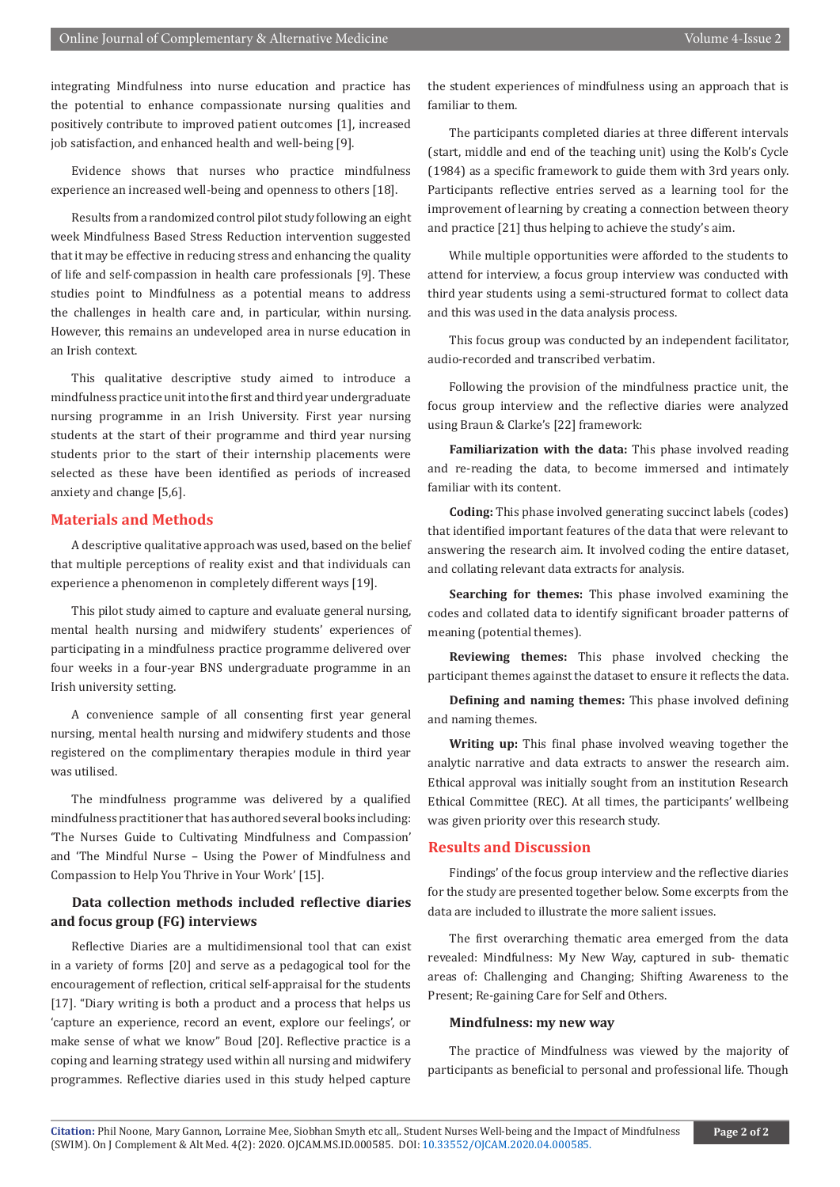integrating Mindfulness into nurse education and practice has the potential to enhance compassionate nursing qualities and positively contribute to improved patient outcomes [1], increased job satisfaction, and enhanced health and well-being [9].

Evidence shows that nurses who practice mindfulness experience an increased well-being and openness to others [18].

Results from a randomized control pilot study following an eight week Mindfulness Based Stress Reduction intervention suggested that it may be effective in reducing stress and enhancing the quality of life and self-compassion in health care professionals [9]. These studies point to Mindfulness as a potential means to address the challenges in health care and, in particular, within nursing. However, this remains an undeveloped area in nurse education in an Irish context.

This qualitative descriptive study aimed to introduce a mindfulness practice unit into the first and third year undergraduate nursing programme in an Irish University. First year nursing students at the start of their programme and third year nursing students prior to the start of their internship placements were selected as these have been identified as periods of increased anxiety and change [5,6].

## Materials and Methods

A descriptive qualitative approach was used, based on the belief that multiple perceptions of reality exist and that individuals can experience a phenomenon in completely different ways [19].

This pilot study aimed to capture and evaluate general nursing, mental health nursing and midwifery students' experiences of participating in a mindfulness practice programme delivered over four weeks in a four-year BNS undergraduate programme in an Irish university setting.

A convenience sample of all consenting first year general nursing, mental health nursing and midwifery students and those registered on the complimentary therapies module in third year was utilised.

The mindfulness programme was delivered by a qualified mindfulness practitioner that has authored several books including: 'The Nurses Guide to Cultivating Mindfulness and Compassion' and 'The Mindful Nurse – Using the Power of Mindfulness and Compassion to Help You Thrive in Your Work' [15].

### Data collection methods included reflective diaries and focus group (FG) interviews

Reflective Diaries are a multidimensional tool that can exist in a variety of forms [20] and serve as a pedagogical tool for the encouragement of reflection, critical self-appraisal for the students [17]. "Diary writing is both a product and a process that helps us 'capture an experience, record an event, explore our feelings', or make sense of what we know" Boud [20]. Reflective practice is a coping and learning strategy used within all nursing and midwifery programmes. Reflective diaries used in this study helped capture the student experiences of mindfulness using an approach that is familiar to them.

The participants completed diaries at three different intervals (start, middle and end of the teaching unit) using the Kolb's Cycle (1984) as a specific framework to guide them with 3rd years only. Participants reflective entries served as a learning tool for the improvement of learning by creating a connection between theory and practice [21] thus helping to achieve the study's aim.

While multiple opportunities were afforded to the students to attend for interview, a focus group interview was conducted with third year students using a semi-structured format to collect data and this was used in the data analysis process.

This focus group was conducted by an independent facilitator, audio-recorded and transcribed verbatim.

Following the provision of the mindfulness practice unit, the focus group interview and the reflective diaries were analyzed using Braun & Clarke's [22] framework:

**Familiarization with the data:** This phase involved reading and re-reading the data, to become immersed and intimately familiar with its content.

**Coding:** This phase involved generating succinct labels (codes) that identified important features of the data that were relevant to answering the research aim. It involved coding the entire dataset, and collating relevant data extracts for analysis.

**Searching for themes:** This phase involved examining the codes and collated data to identify significant broader patterns of meaning (potential themes).

**Reviewing themes:** This phase involved checking the participant themes against the dataset to ensure it reflects the data.

**Defining and naming themes:** This phase involved defining and naming themes.

**Writing up:** This final phase involved weaving together the analytic narrative and data extracts to answer the research aim. Ethical approval was initially sought from an institution Research Ethical Committee (REC). At all times, the participants' wellbeing was given priority over this research study.

## Results and Discussion

Findings' of the focus group interview and the reflective diaries for the study are presented together below. Some excerpts from the data are included to illustrate the more salient issues.

The first overarching thematic area emerged from the data revealed: Mindfulness: My New Way, captured in sub- thematic areas of: Challenging and Changing; Shifting Awareness to the Present; Re-gaining Care for Self and Others.

### Mindfulness: my new way

The practice of Mindfulness was viewed by the majority of participants as beneficial to personal and professional life. Though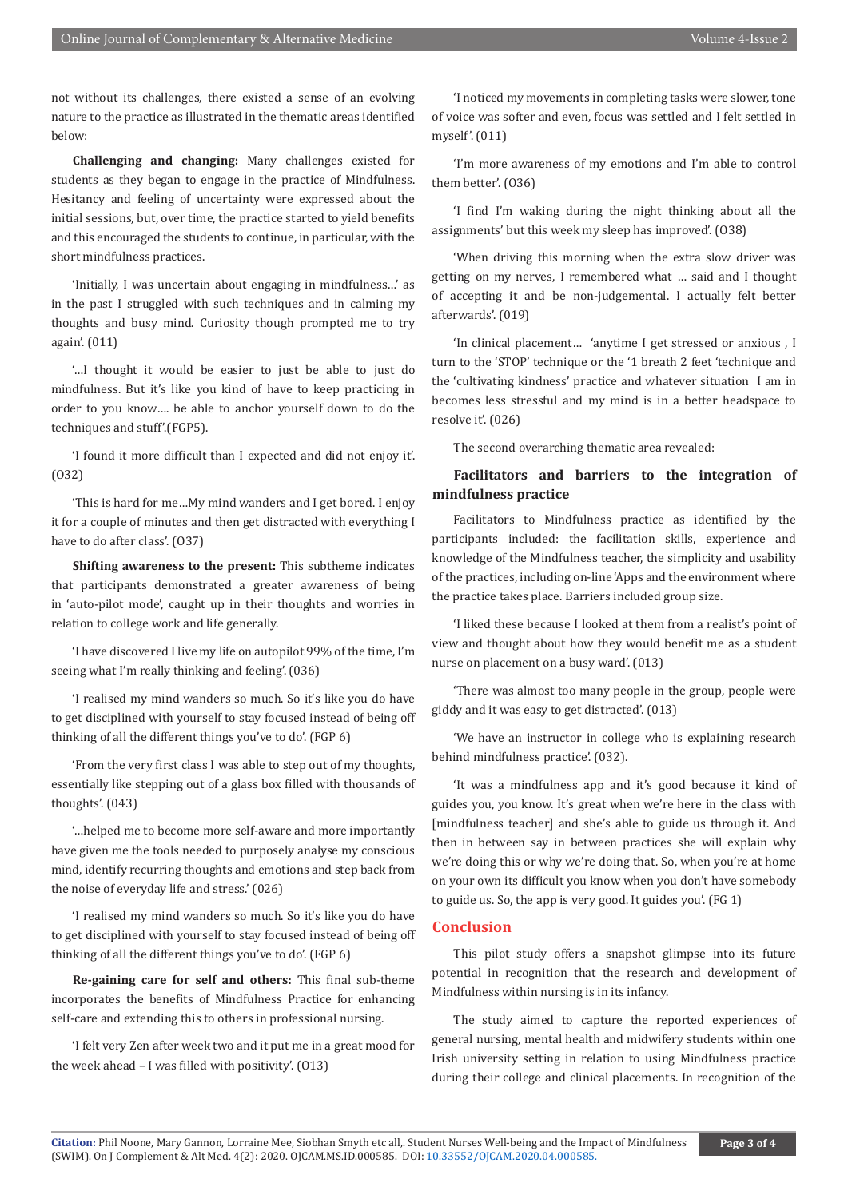not without its challenges, there existed a sense of an evolving nature to the practice as illustrated in the thematic areas identified below:

**Challenging and changing:** Many challenges existed for students as they began to engage in the practice of Mindfulness. Hesitancy and feeling of uncertainty were expressed about the initial sessions, but, over time, the practice started to yield benefits and this encouraged the students to continue, in particular, with the short mindfulness practices.

'Initially, I was uncertain about engaging in mindfulness…' as in the past I struggled with such techniques and in calming my thoughts and busy mind. Curiosity though prompted me to try again'. (011)

'…I thought it would be easier to just be able to just do mindfulness. But it's like you kind of have to keep practicing in order to you know…. be able to anchor yourself down to do the techniques and stuff'.(FGP5).

'I found it more difficult than I expected and did not enjoy it'. (O32)

'This is hard for me…My mind wanders and I get bored. I enjoy it for a couple of minutes and then get distracted with everything I have to do after class'. (O37)

**Shifting awareness to the present:** This subtheme indicates that participants demonstrated a greater awareness of being in 'auto-pilot mode', caught up in their thoughts and worries in relation to college work and life generally.

'I have discovered I live my life on autopilot 99% of the time, I'm seeing what I'm really thinking and feeling'. (036)

'I realised my mind wanders so much. So it's like you do have to get disciplined with yourself to stay focused instead of being off thinking of all the different things you've to do'. (FGP 6)

'From the very first class I was able to step out of my thoughts, essentially like stepping out of a glass box filled with thousands of thoughts'. (043)

'…helped me to become more self-aware and more importantly have given me the tools needed to purposely analyse my conscious mind, identify recurring thoughts and emotions and step back from the noise of everyday life and stress.' (026)

'I realised my mind wanders so much. So it's like you do have to get disciplined with yourself to stay focused instead of being off thinking of all the different things you've to do'. (FGP 6)

**Re-gaining care for self and others:** This final sub-theme incorporates the benefits of Mindfulness Practice for enhancing self-care and extending this to others in professional nursing.

'I felt very Zen after week two and it put me in a great mood for the week ahead – I was filled with positivity'. (O13)

'I noticed my movements in completing tasks were slower, tone of voice was softer and even, focus was settled and I felt settled in myself'. (011)

'I'm more awareness of my emotions and I'm able to control them better'. (O36)

'I find I'm waking during the night thinking about all the assignments' but this week my sleep has improved'. (O38)

'When driving this morning when the extra slow driver was getting on my nerves, I remembered what … said and I thought of accepting it and be non-judgemental. I actually felt better afterwards'. (019)

'In clinical placement… 'anytime I get stressed or anxious , I turn to the 'STOP' technique or the '1 breath 2 feet 'technique and the 'cultivating kindness' practice and whatever situation I am in becomes less stressful and my mind is in a better headspace to resolve it'. (026)

The second overarching thematic area revealed:

### Facilitators and barriers to the integration of mindfulness practice

Facilitators to Mindfulness practice as identified by the participants included: the facilitation skills, experience and knowledge of the Mindfulness teacher, the simplicity and usability of the practices, including on-line 'Apps and the environment where the practice takes place. Barriers included group size.

'I liked these because I looked at them from a realist's point of view and thought about how they would benefit me as a student nurse on placement on a busy ward'. (013)

'There was almost too many people in the group, people were giddy and it was easy to get distracted'. (013)

'We have an instructor in college who is explaining research behind mindfulness practice'. (032).

'It was a mindfulness app and it's good because it kind of guides you, you know. It's great when we're here in the class with [mindfulness teacher] and she's able to guide us through it. And then in between say in between practices she will explain why we're doing this or why we're doing that. So, when you're at home on your own its difficult you know when you don't have somebody to guide us. So, the app is very good. It guides you'. (FG 1)

## Conclusion

This pilot study offers a snapshot glimpse into its future potential in recognition that the research and development of Mindfulness within nursing is in its infancy.

The study aimed to capture the reported experiences of general nursing, mental health and midwifery students within one Irish university setting in relation to using Mindfulness practice during their college and clinical placements. In recognition of the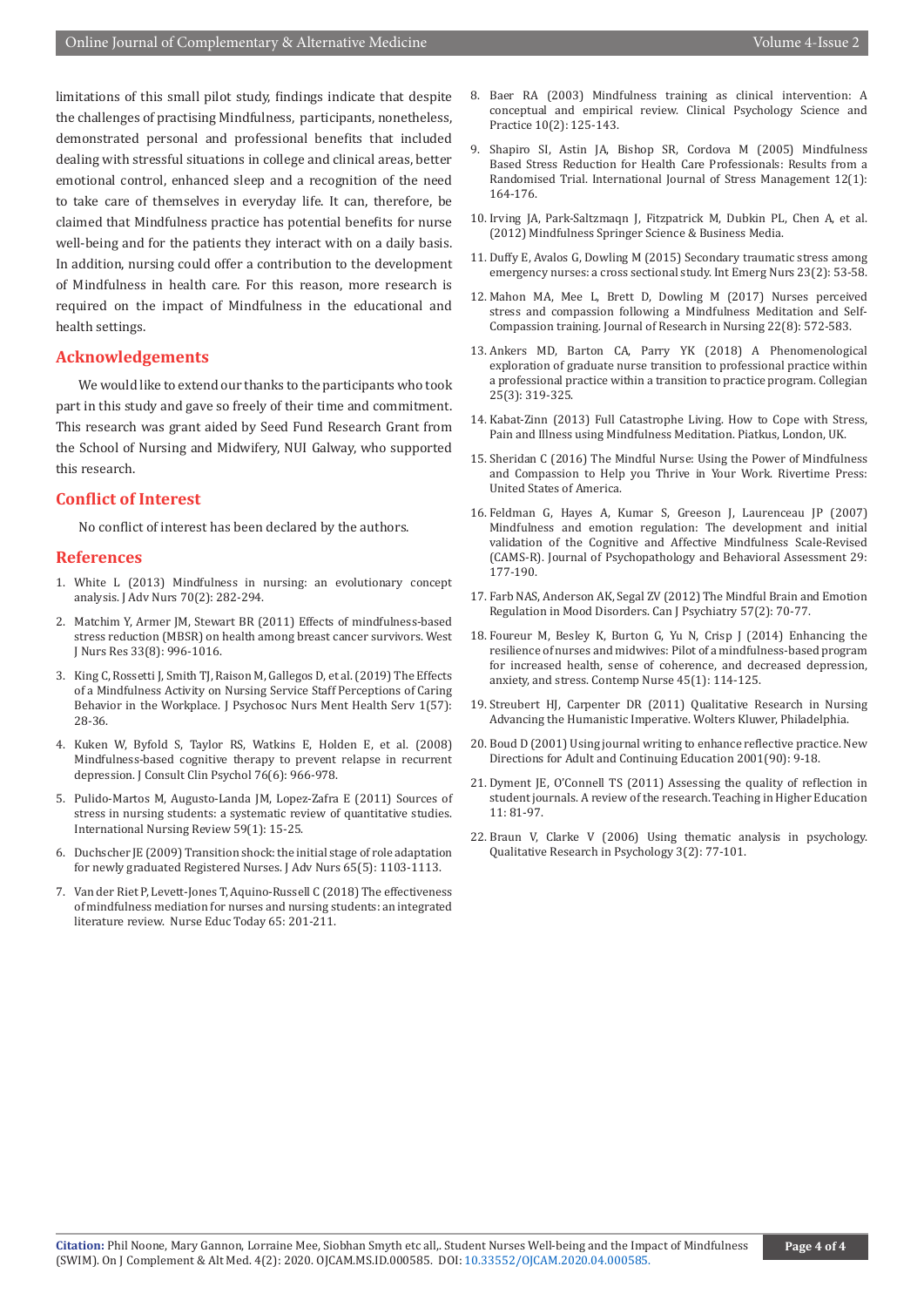limitations of this small pilot study, findings indicate that despite the challenges of practising Mindfulness, participants, nonetheless, demonstrated personal and professional benefits that included dealing with stressful situations in college and clinical areas, better emotional control, enhanced sleep and a recognition of the need to take care of themselves in everyday life. It can, therefore, be claimed that Mindfulness practice has potential benefits for nurse well-being and for the patients they interact with on a daily basis. In addition, nursing could offer a contribution to the development of Mindfulness in health care. For this reason, more research is required on the impact of Mindfulness in the educational and health settings.

## Acknowledgements

We would like to extend our thanks to the participants who took part in this study and gave so freely of their time and commitment. This research was grant aided by Seed Fund Research Grant from the School of Nursing and Midwifery, NUI Galway, who supported this research.

## Conflict of Interest

No conflict of interest has been declared by the authors.

## References

1. White L (2013) Mindfulness in nursing: an evolutionary concept analysis. J Adv Nurs 70(2): 282-294.
2. Matchim Y, Armer JM, Stewart BR (2011) Effects of mindfulness-based stress reduction (MBSR) on health among breast cancer survivors. West J Nurs Res 33(8): 996-1016.
3. King C, Rossetti J, Smith TJ, Raison M, Gallegos D, et al. (2019) The Effects of a Mindfulness Activity on Nursing Service Staff Perceptions of Caring Behavior in the Workplace. J Psychosoc Nurs Ment Health Serv 1(57): 28-36.
4. Kuken W, Byfold S, Taylor RS, Watkins E, Holden E, et al. (2008) Mindfulness-based cognitive therapy to prevent relapse in recurrent depression. J Consult Clin Psychol 76(6): 966-978.
5. Pulido-Martos M, Augusto-Landa JM, Lopez-Zafra E (2011) Sources of stress in nursing students: a systematic review of quantitative studies. International Nursing Review 59(1): 15-25.
6. Duchscher JE (2009) Transition shock: the initial stage of role adaptation for newly graduated Registered Nurses. J Adv Nurs 65(5): 1103-1113.
7. Van der Riet P, Levett-Jones T, Aquino-Russell C (2018) The effectiveness of mindfulness mediation for nurses and nursing students: an integrated literature review. Nurse Educ Today 65: 201-211.
8. Baer RA (2003) Mindfulness training as clinical intervention: A conceptual and empirical review. Clinical Psychology Science and Practice 10(2): 125-143.
9. Shapiro SI, Astin JA, Bishop SR, Cordova M (2005) Mindfulness Based Stress Reduction for Health Care Professionals: Results from a Randomised Trial. International Journal of Stress Management 12(1): 164-176.
10. Irving JA, Park-Saltzmaqn J, Fitzpatrick M, Dubkin PL, Chen A, et al. (2012) Mindfulness Springer Science & Business Media.
11. Duffy E, Avalos G, Dowling M (2015) Secondary traumatic stress among emergency nurses: a cross sectional study. Int Emerg Nurs 23(2): 53-58.
12. Mahon MA, Mee L, Brett D, Dowling M (2017) Nurses perceived stress and compassion following a Mindfulness Meditation and Self-Compassion training. Journal of Research in Nursing 22(8): 572-583.
13. Ankers MD, Barton CA, Parry YK (2018) A Phenomenological exploration of graduate nurse transition to professional practice within a professional practice within a transition to practice program. Collegian 25(3): 319-325.
14. Kabat-Zinn (2013) Full Catastrophe Living. How to Cope with Stress, Pain and Illness using Mindfulness Meditation. Piatkus, London, UK.
15. Sheridan C (2016) The Mindful Nurse: Using the Power of Mindfulness and Compassion to Help you Thrive in Your Work. Rivertime Press: United States of America.
16. Feldman G, Hayes A, Kumar S, Greeson J, Laurenceau JP (2007) Mindfulness and emotion regulation: The development and initial validation of the Cognitive and Affective Mindfulness Scale-Revised (CAMS-R). Journal of Psychopathology and Behavioral Assessment 29: 177-190.
17. Farb NAS, Anderson AK, Segal ZV (2012) The Mindful Brain and Emotion Regulation in Mood Disorders. Can J Psychiatry 57(2): 70-77.
18. Foureur M, Besley K, Burton G, Yu N, Crisp J (2014) Enhancing the resilience of nurses and midwives: Pilot of a mindfulness-based program for increased health, sense of coherence, and decreased depression, anxiety, and stress. Contemp Nurse 45(1): 114-125.
19. Streubert HJ, Carpenter DR (2011) Qualitative Research in Nursing Advancing the Humanistic Imperative. Wolters Kluwer, Philadelphia.
20. Boud D (2001) Using journal writing to enhance reflective practice. New Directions for Adult and Continuing Education 2001(90): 9-18.
21. Dyment JE, O'Connell TS (2011) Assessing the quality of reflection in student journals. A review of the research. Teaching in Higher Education 11: 81-97.
22. Braun V, Clarke V (2006) Using thematic analysis in psychology. Qualitative Research in Psychology 3(2): 77-101.